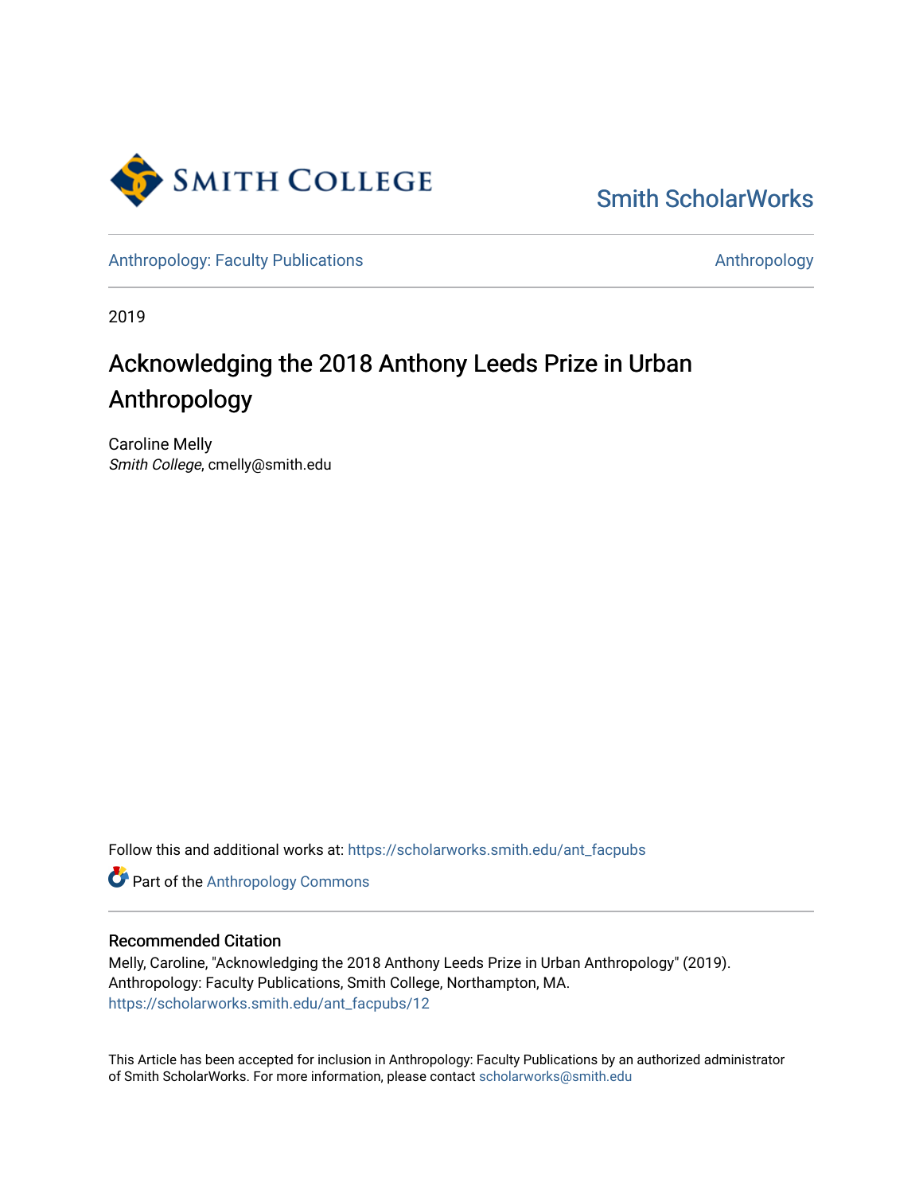Smith ScholarWorks

Anthropology: Faculty Publications

Anthropology

2019

# Acknowledging the 2018 Anthony Leeds Prize in Urban Anthropology

Caroline Melly
*Smith College*, cmelly@smith.edu

Follow this and additional works at: https://scholarworks.smith.edu/ant_facpubs

Part of the Anthropology Commons

## Recommended Citation

Melly, Caroline, "Acknowledging the 2018 Anthony Leeds Prize in Urban Anthropology" (2019). Anthropology: Faculty Publications, Smith College, Northampton, MA.
https://scholarworks.smith.edu/ant_facpubs/12

This Article has been accepted for inclusion in Anthropology: Faculty Publications by an authorized administrator of Smith ScholarWorks. For more information, please contact scholarworks@smith.edu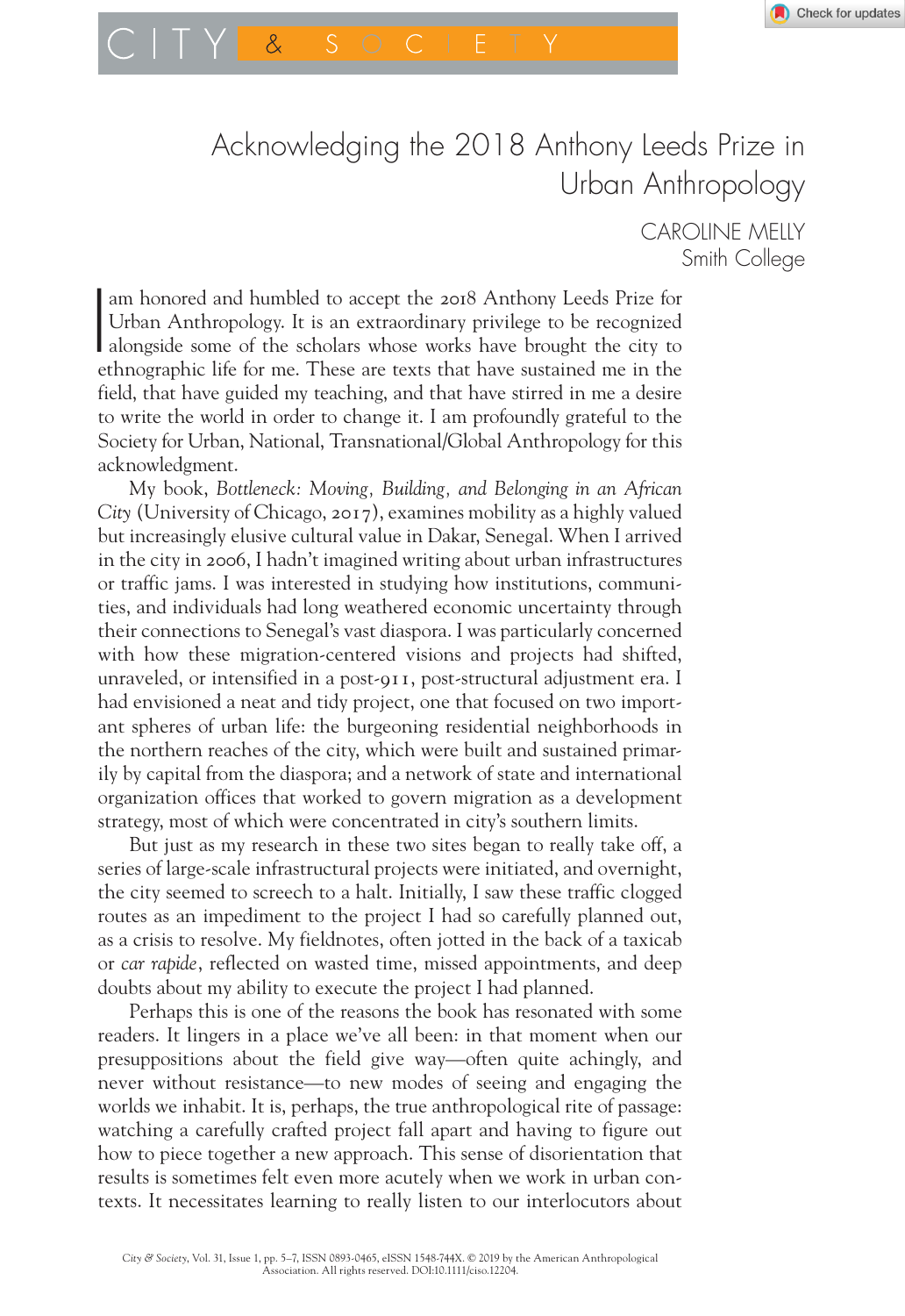# Acknowledging the 2018 Anthony Leeds Prize in Urban Anthropology

CAROLINE MELLY
Smith College

I am honored and humbled to accept the 2018 Anthony Leeds Prize for Urban Anthropology. It is an extraordinary privilege to be recognized alongside some of the scholars whose works have brought the city to ethnographic life for me. These are texts that have sustained me in the field, that have guided my teaching, and that have stirred in me a desire to write the world in order to change it. I am profoundly grateful to the Society for Urban, National, Transnational/Global Anthropology for this acknowledgment.

My book, *Bottleneck: Moving, Building, and Belonging in an African City* (University of Chicago, 2017), examines mobility as a highly valued but increasingly elusive cultural value in Dakar, Senegal. When I arrived in the city in 2006, I hadn't imagined writing about urban infrastructures or traffic jams. I was interested in studying how institutions, communities, and individuals had long weathered economic uncertainty through their connections to Senegal's vast diaspora. I was particularly concerned with how these migration-centered visions and projects had shifted, unraveled, or intensified in a post-911, post-structural adjustment era. I had envisioned a neat and tidy project, one that focused on two important spheres of urban life: the burgeoning residential neighborhoods in the northern reaches of the city, which were built and sustained primarily by capital from the diaspora; and a network of state and international organization offices that worked to govern migration as a development strategy, most of which were concentrated in city's southern limits.

But just as my research in these two sites began to really take off, a series of large-scale infrastructural projects were initiated, and overnight, the city seemed to screech to a halt. Initially, I saw these traffic clogged routes as an impediment to the project I had so carefully planned out, as a crisis to resolve. My fieldnotes, often jotted in the back of a taxicab or *car rapide*, reflected on wasted time, missed appointments, and deep doubts about my ability to execute the project I had planned.

Perhaps this is one of the reasons the book has resonated with some readers. It lingers in a place we've all been: in that moment when our presuppositions about the field give way—often quite achingly, and never without resistance—to new modes of seeing and engaging the worlds we inhabit. It is, perhaps, the true anthropological rite of passage: watching a carefully crafted project fall apart and having to figure out how to piece together a new approach. This sense of disorientation that results is sometimes felt even more acutely when we work in urban contexts. It necessitates learning to really listen to our interlocutors about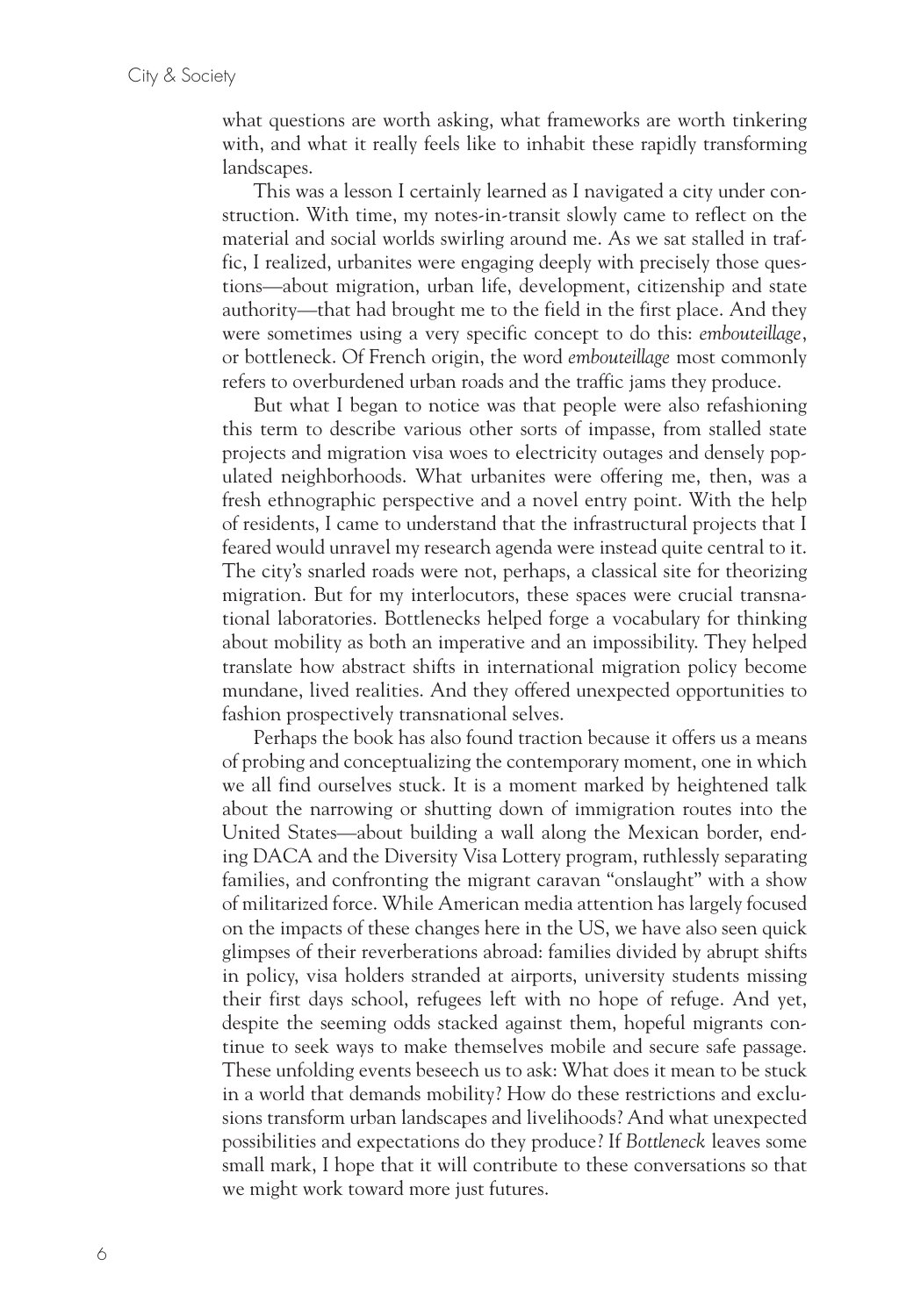what questions are worth asking, what frameworks are worth tinkering with, and what it really feels like to inhabit these rapidly transforming landscapes.

This was a lesson I certainly learned as I navigated a city under construction. With time, my notes-in-transit slowly came to reflect on the material and social worlds swirling around me. As we sat stalled in traffic, I realized, urbanites were engaging deeply with precisely those questions—about migration, urban life, development, citizenship and state authority—that had brought me to the field in the first place. And they were sometimes using a very specific concept to do this: *embouteillage*, or bottleneck. Of French origin, the word *embouteillage* most commonly refers to overburdened urban roads and the traffic jams they produce.

But what I began to notice was that people were also refashioning this term to describe various other sorts of impasse, from stalled state projects and migration visa woes to electricity outages and densely populated neighborhoods. What urbanites were offering me, then, was a fresh ethnographic perspective and a novel entry point. With the help of residents, I came to understand that the infrastructural projects that I feared would unravel my research agenda were instead quite central to it. The city's snarled roads were not, perhaps, a classical site for theorizing migration. But for my interlocutors, these spaces were crucial transnational laboratories. Bottlenecks helped forge a vocabulary for thinking about mobility as both an imperative and an impossibility. They helped translate how abstract shifts in international migration policy become mundane, lived realities. And they offered unexpected opportunities to fashion prospectively transnational selves.

Perhaps the book has also found traction because it offers us a means of probing and conceptualizing the contemporary moment, one in which we all find ourselves stuck. It is a moment marked by heightened talk about the narrowing or shutting down of immigration routes into the United States—about building a wall along the Mexican border, ending DACA and the Diversity Visa Lottery program, ruthlessly separating families, and confronting the migrant caravan "onslaught" with a show of militarized force. While American media attention has largely focused on the impacts of these changes here in the US, we have also seen quick glimpses of their reverberations abroad: families divided by abrupt shifts in policy, visa holders stranded at airports, university students missing their first days school, refugees left with no hope of refuge. And yet, despite the seeming odds stacked against them, hopeful migrants continue to seek ways to make themselves mobile and secure safe passage. These unfolding events beseech us to ask: What does it mean to be stuck in a world that demands mobility? How do these restrictions and exclusions transform urban landscapes and livelihoods? And what unexpected possibilities and expectations do they produce? If *Bottleneck* leaves some small mark, I hope that it will contribute to these conversations so that we might work toward more just futures.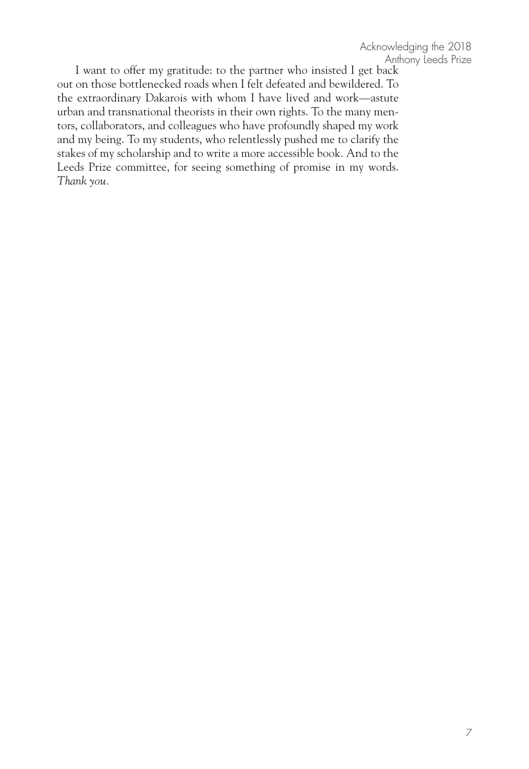I want to offer my gratitude: to the partner who insisted I get back out on those bottlenecked roads when I felt defeated and bewildered. To the extraordinary Dakarois with whom I have lived and work—astute urban and transnational theorists in their own rights. To the many mentors, collaborators, and colleagues who have profoundly shaped my work and my being. To my students, who relentlessly pushed me to clarify the stakes of my scholarship and to write a more accessible book. And to the Leeds Prize committee, for seeing something of promise in my words. *Thank you.*